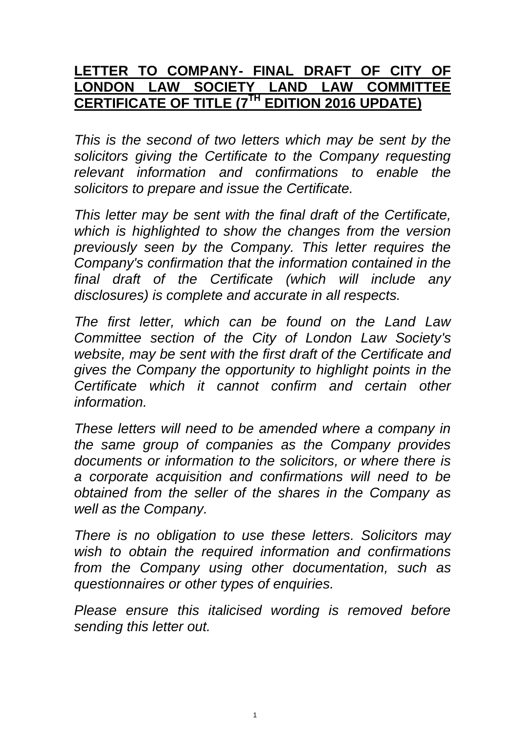# **LETTER TO COMPANY- FINAL DRAFT OF CITY OF LONDON LAW SOCIETY LAND LAW COMMITTEE CERTIFICATE OF TITLE (7TH EDITION 2016 UPDATE)**

*This is the second of two letters which may be sent by the solicitors giving the Certificate to the Company requesting relevant information and confirmations to enable the solicitors to prepare and issue the Certificate.*

*This letter may be sent with the final draft of the Certificate, which is highlighted to show the changes from the version previously seen by the Company. This letter requires the Company's confirmation that the information contained in the final draft of the Certificate (which will include any disclosures) is complete and accurate in all respects.*

*The first letter, which can be found on the Land Law Committee section of the City of London Law Society's website, may be sent with the first draft of the Certificate and gives the Company the opportunity to highlight points in the Certificate which it cannot confirm and certain other information.*

*These letters will need to be amended where a company in the same group of companies as the Company provides documents or information to the solicitors, or where there is a corporate acquisition and confirmations will need to be obtained from the seller of the shares in the Company as well as the Company.*

*There is no obligation to use these letters. Solicitors may wish to obtain the required information and confirmations from the Company using other documentation, such as questionnaires or other types of enquiries.*

*Please ensure this italicised wording is removed before sending this letter out.*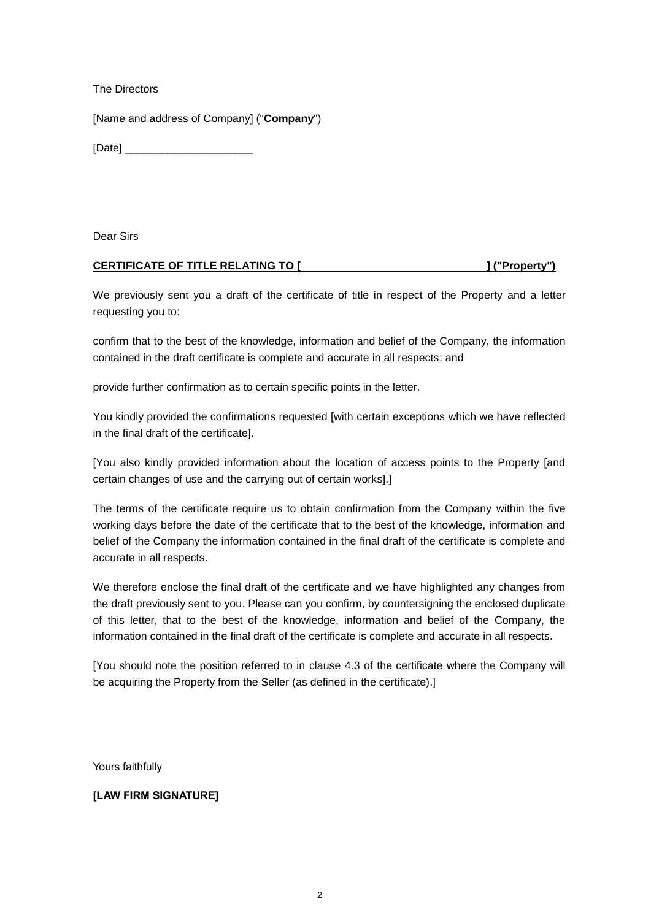The Directors

[Name and address of Company] ("**Company**")

[Date] _____________________

Dear Sirs

**CERTIFICATE OF TITLE RELATING TO [                                        ] ("Property")**

We previously sent you a draft of the certificate of title in respect of the Property and a letter requesting you to:

confirm that to the best of the knowledge, information and belief of the Company, the information contained in the draft certificate is complete and accurate in all respects; and

provide further confirmation as to certain specific points in the letter.

You kindly provided the confirmations requested [with certain exceptions which we have reflected in the final draft of the certificate].

[You also kindly provided information about the location of access points to the Property [and certain changes of use and the carrying out of certain works].]

The terms of the certificate require us to obtain confirmation from the Company within the five working days before the date of the certificate that to the best of the knowledge, information and belief of the Company the information contained in the final draft of the certificate is complete and accurate in all respects.

We therefore enclose the final draft of the certificate and we have highlighted any changes from the draft previously sent to you. Please can you confirm, by countersigning the enclosed duplicate of this letter, that to the best of the knowledge, information and belief of the Company, the information contained in the final draft of the certificate is complete and accurate in all respects.

[You should note the position referred to in clause 4.3 of the certificate where the Company will be acquiring the Property from the Seller (as defined in the certificate).]

Yours faithfully

**[LAW FIRM SIGNATURE]**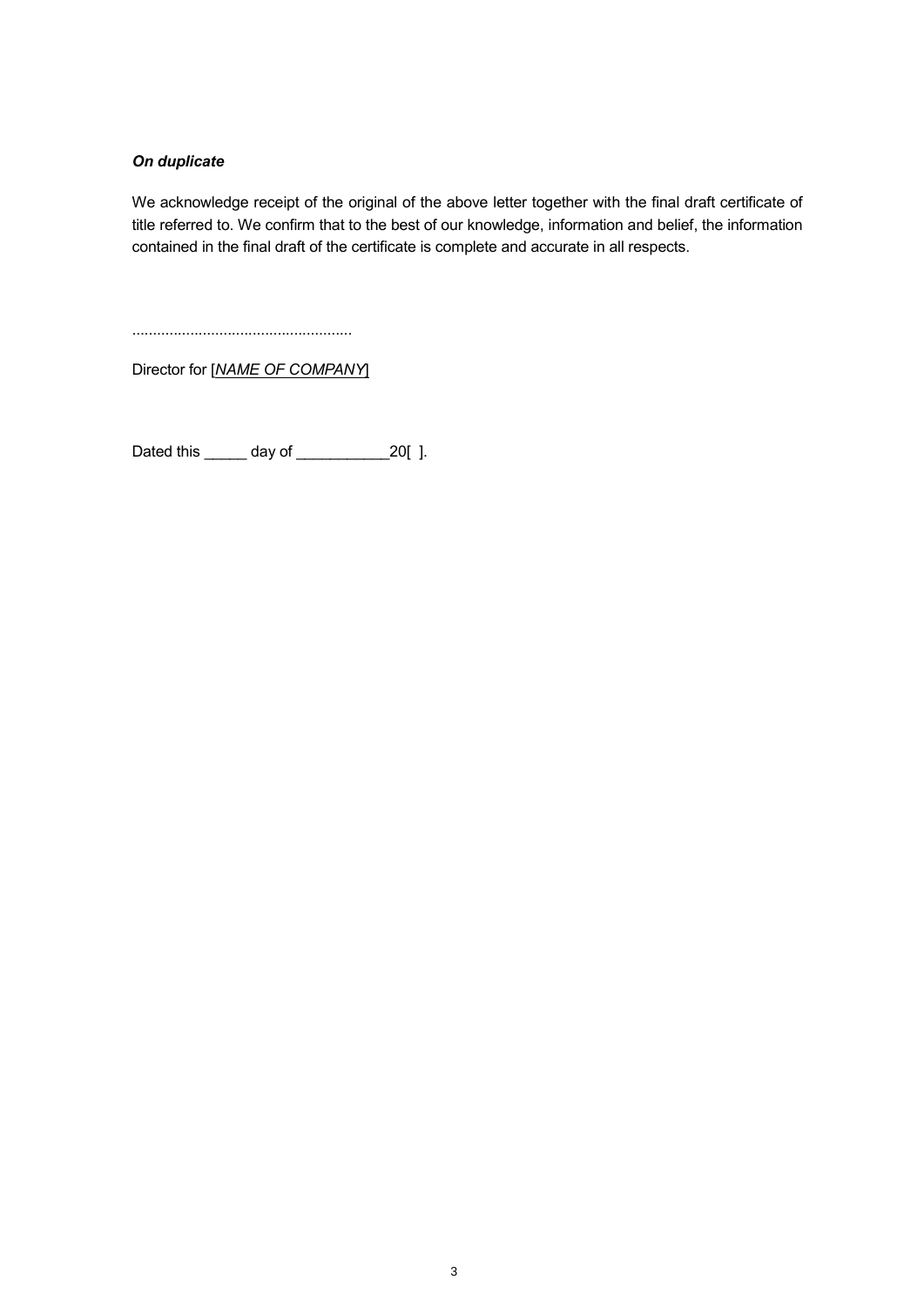***On duplicate***

We acknowledge receipt of the original of the above letter together with the final draft certificate of title referred to. We confirm that to the best of our knowledge, information and belief, the information contained in the final draft of the certificate is complete and accurate in all respects.

.....................................................

Director for [*NAME OF COMPANY*]

Dated this _____ day of ___________20[ ].